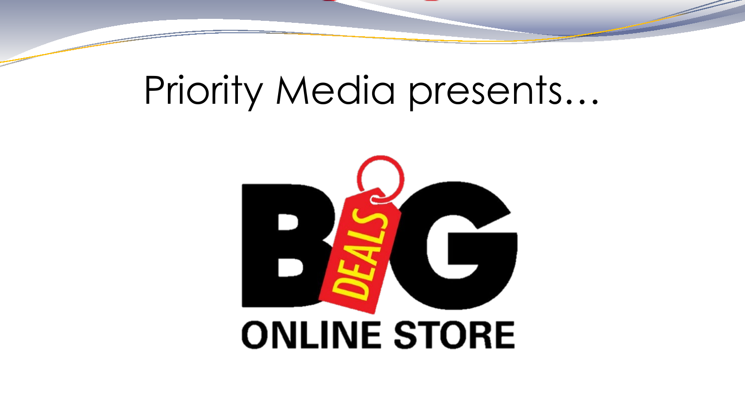# Priority Media presents…

BIG DEALS

ONLINE STORE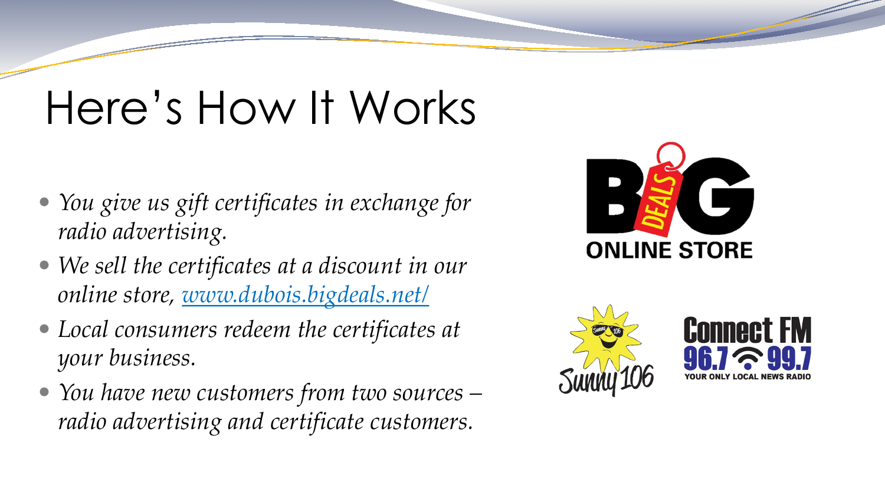# Here's How It Works

- *You give us gift certificates in exchange for radio advertising.*
- *We sell the certificates at a discount in our online store, [www.dubois.bigdeals.net/](www.dubois.bigdeals.net/)*
- *Local consumers redeem the certificates at your business.*
- *You have new customers from two sources – radio advertising and certificate customers.*

BIG DEALS ONLINE STORE

Sunny 106

Connect FM 96.7 99.7 YOUR ONLY LOCAL NEWS RADIO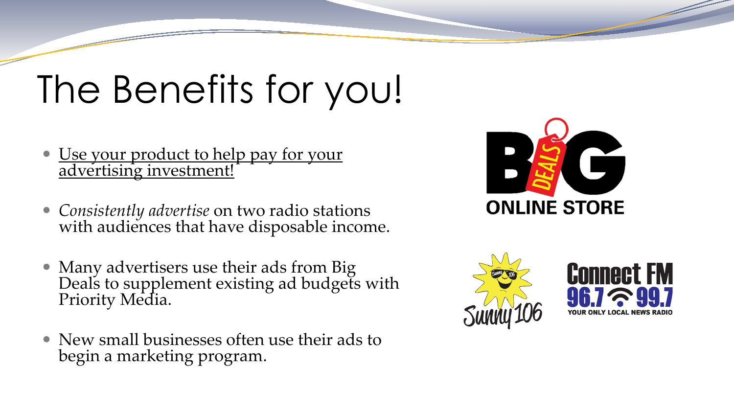# The Benefits for you!

- Use your product to help pay for your advertising investment!
- *Consistently advertise* on two radio stations with audiences that have disposable income.
- Many advertisers use their ads from Big Deals to supplement existing ad budgets with Priority Media.
- New small businesses often use their ads to begin a marketing program.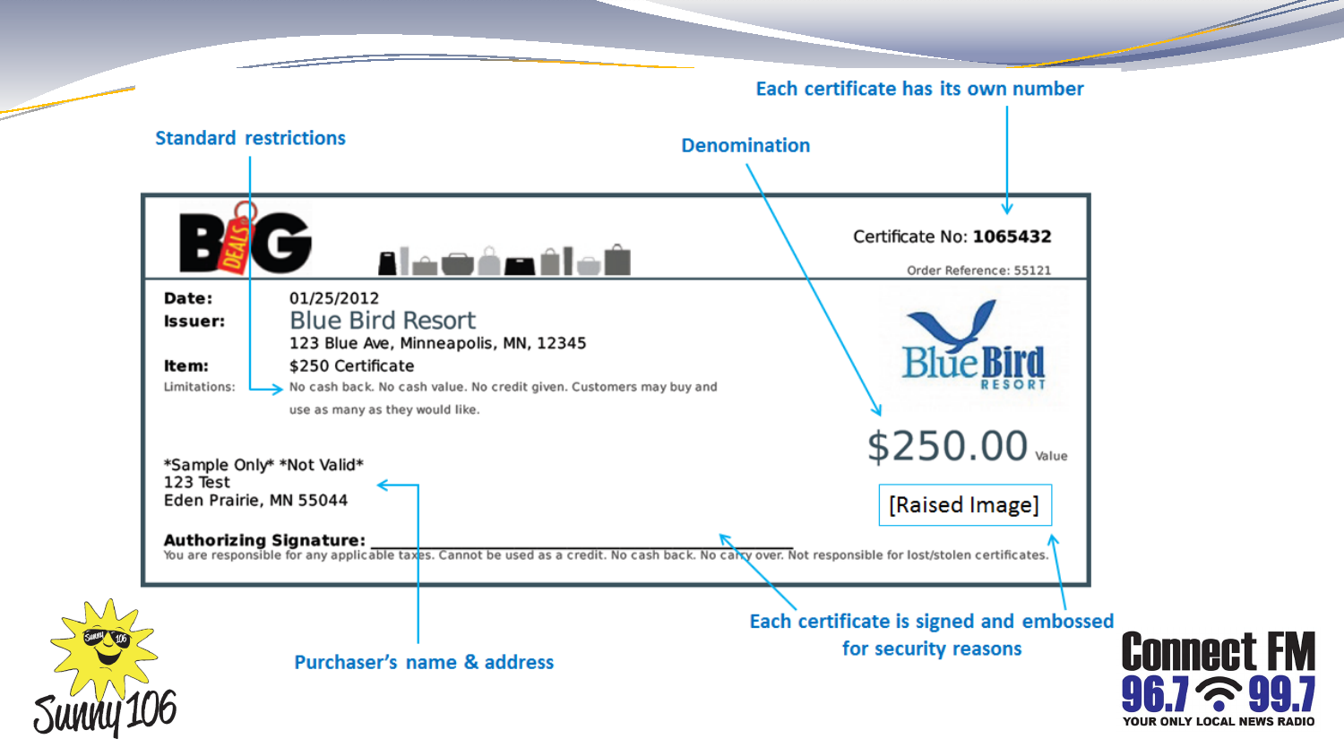Standard restrictions

Denomination

Each certificate has its own number

**BIG DEALS**

Certificate No: **1065432**

Order Reference: 55121

**Date:** 01/25/2012

**Issuer:** Blue Bird Resort
123 Blue Ave, Minneapolis, MN, 12345

**Item:** $250 Certificate

Limitations: No cash back. No cash value. No credit given. Customers may buy and use as many as they would like.

Blue Bird RESORT

$250.00 Value

*Sample Only* *Not Valid*
123 Test
Eden Prairie, MN 55044

[Raised Image]

**Authorizing Signature:** ______________________________

You are responsible for any applicable taxes. Cannot be used as a credit. No cash back. No carry over. Not responsible for lost/stolen certificates.

Purchaser's name & address

Each certificate is signed and embossed for security reasons

Sunny 106

Connect FM 96.7 99.7 YOUR ONLY LOCAL NEWS RADIO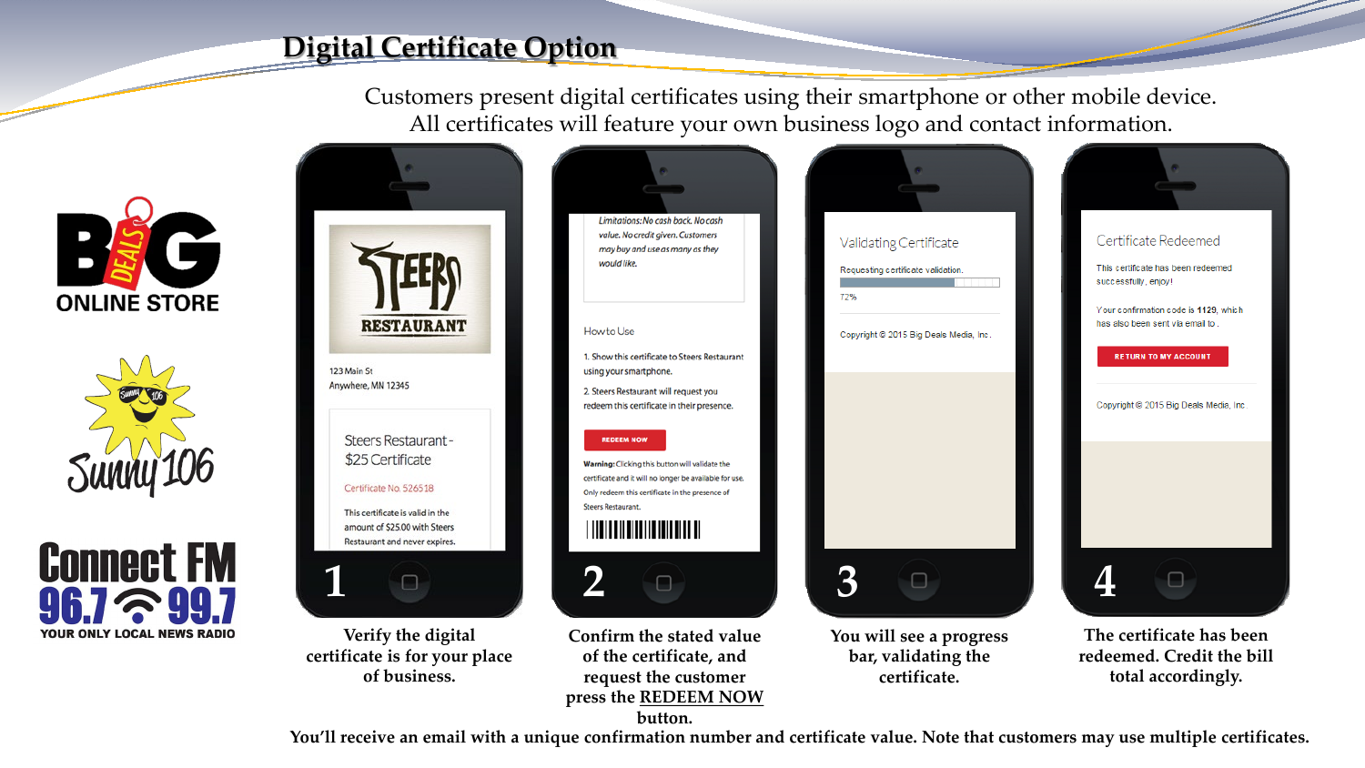# Digital Certificate Option

Customers present digital certificates using their smartphone or other mobile device.
All certificates will feature your own business logo and contact information.

1. Verify the digital certificate is for your place of business.
2. Confirm the stated value of the certificate, and request the customer press the REDEEM NOW button.
3. You will see a progress bar, validating the certificate.
4. The certificate has been redeemed. Credit the bill total accordingly.

**You'll receive an email with a unique confirmation number and certificate value. Note that customers may use multiple certificates.**